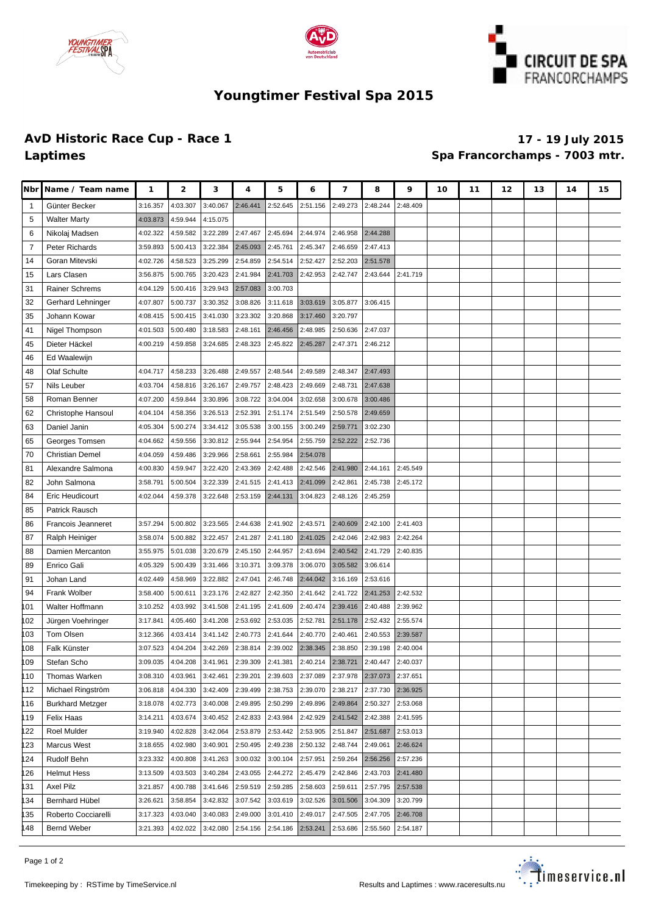# Youngtimer Festival Spa 2015

## AvD Historic Race Cup - Race 1

**17 - 19 July 2015**

## Laptimes

**Spa Francorchamps - 7003 mtr.**

| Nbr | Name / Team name | 1 | 2 | 3 | 4 | 5 | 6 | 7 | 8 | 9 | 10 | 11 | 12 | 13 | 14 | 15 |
|---|---|---|---|---|---|---|---|---|---|---|---|---|---|---|---|---|
| 1 | Günter Becker | 3:16.357 | 4:03.307 | 3:40.067 | 2:46.441 | 2:52.645 | 2:51.156 | 2:49.273 | 2:48.244 | 2:48.409 | | | | | | |
| 5 | Walter Marty | 4:03.873 | 4:59.944 | 4:15.075 | | | | | | | | | | | | |
| 6 | Nikolaj Madsen | 4:02.322 | 4:59.582 | 3:22.289 | 2:47.467 | 2:45.694 | 2:44.974 | 2:46.958 | 2:44.288 | | | | | | | |
| 7 | Peter Richards | 3:59.893 | 5:00.413 | 3:22.384 | 2:45.093 | 2:45.761 | 2:45.347 | 2:46.659 | 2:47.413 | | | | | | | |
| 14 | Goran Mitevski | 4:02.726 | 4:58.523 | 3:25.299 | 2:54.859 | 2:54.514 | 2:52.427 | 2:52.203 | 2:51.578 | | | | | | | |
| 15 | Lars Clasen | 3:56.875 | 5:00.765 | 3:20.423 | 2:41.984 | 2:41.703 | 2:42.953 | 2:42.747 | 2:43.644 | 2:41.719 | | | | | | |
| 31 | Rainer Schrems | 4:04.129 | 5:00.416 | 3:29.943 | 2:57.083 | 3:00.703 | | | | | | | | | | |
| 32 | Gerhard Lehninger | 4:07.807 | 5:00.737 | 3:30.352 | 3:08.826 | 3:11.618 | 3:03.619 | 3:05.877 | 3:06.415 | | | | | | | |
| 35 | Johann Kowar | 4:08.415 | 5:00.415 | 3:41.030 | 3:23.302 | 3:20.868 | 3:17.460 | 3:20.797 | | | | | | | | |
| 41 | Nigel Thompson | 4:01.503 | 5:00.480 | 3:18.583 | 2:48.161 | 2:46.456 | 2:48.985 | 2:50.636 | 2:47.037 | | | | | | | |
| 45 | Dieter Häckel | 4:00.219 | 4:59.858 | 3:24.685 | 2:48.323 | 2:45.822 | 2:45.287 | 2:47.371 | 2:46.212 | | | | | | | |
| 46 | Ed Waalewijn | | | | | | | | | | | | | | | |
| 48 | Olaf Schulte | 4:04.717 | 4:58.233 | 3:26.488 | 2:49.557 | 2:48.544 | 2:49.589 | 2:48.347 | 2:47.493 | | | | | | | |
| 57 | Nils Leuber | 4:03.704 | 4:58.816 | 3:26.167 | 2:49.757 | 2:48.423 | 2:49.669 | 2:48.731 | 2:47.638 | | | | | | | |
| 58 | Roman Benner | 4:07.200 | 4:59.844 | 3:30.896 | 3:08.722 | 3:04.004 | 3:02.658 | 3:00.678 | 3:00.486 | | | | | | | |
| 62 | Christophe Hansoul | 4:04.104 | 4:58.356 | 3:26.513 | 2:52.391 | 2:51.174 | 2:51.549 | 2:50.578 | 2:49.659 | | | | | | | |
| 63 | Daniel Janin | 4:05.304 | 5:00.274 | 3:34.412 | 3:05.538 | 3:00.155 | 3:00.249 | 2:59.771 | 3:02.230 | | | | | | | |
| 65 | Georges Tomsen | 4:04.662 | 4:59.556 | 3:30.812 | 2:55.944 | 2:54.954 | 2:55.759 | 2:52.222 | 2:52.736 | | | | | | | |
| 70 | Christian Demel | 4:04.059 | 4:59.486 | 3:29.966 | 2:58.661 | 2:55.984 | 2:54.078 | | | | | | | | | |
| 81 | Alexandre Salmona | 4:00.830 | 4:59.947 | 3:22.420 | 2:43.369 | 2:42.488 | 2:42.546 | 2:41.980 | 2:44.161 | 2:45.549 | | | | | | |
| 82 | John Salmona | 3:58.791 | 5:00.504 | 3:22.339 | 2:41.515 | 2:41.413 | 2:41.099 | 2:42.861 | 2:45.738 | 2:45.172 | | | | | | |
| 84 | Eric Heudicourt | 4:02.044 | 4:59.378 | 3:22.648 | 2:53.159 | 2:44.131 | 3:04.823 | 2:48.126 | 2:45.259 | | | | | | | |
| 85 | Patrick Rausch | | | | | | | | | | | | | | | |
| 86 | Francois Jeanneret | 3:57.294 | 5:00.802 | 3:23.565 | 2:44.638 | 2:41.902 | 2:43.571 | 2:40.609 | 2:42.100 | 2:41.403 | | | | | | |
| 87 | Ralph Heiniger | 3:58.074 | 5:00.882 | 3:22.457 | 2:41.287 | 2:41.180 | 2:41.025 | 2:42.046 | 2:42.983 | 2:42.264 | | | | | | |
| 88 | Damien Mercanton | 3:55.975 | 5:01.038 | 3:20.679 | 2:45.150 | 2:44.957 | 2:43.694 | 2:40.542 | 2:41.729 | 2:40.835 | | | | | | |
| 89 | Enrico Gali | 4:05.329 | 5:00.439 | 3:31.466 | 3:10.371 | 3:09.378 | 3:06.070 | 3:05.582 | 3:06.614 | | | | | | | |
| 91 | Johan Land | 4:02.449 | 4:58.969 | 3:22.882 | 2:47.041 | 2:46.748 | 2:44.042 | 3:16.169 | 2:53.616 | | | | | | | |
| 94 | Frank Wolber | 3:58.400 | 5:00.611 | 3:23.176 | 2:42.827 | 2:42.350 | 2:41.642 | 2:41.722 | 2:41.253 | 2:42.532 | | | | | | |
| 101 | Walter Hoffmann | 3:10.252 | 4:03.992 | 3:41.508 | 2:41.195 | 2:41.609 | 2:40.474 | 2:39.416 | 2:40.488 | 2:39.962 | | | | | | |
| 102 | Jürgen Voehringer | 3:17.841 | 4:05.460 | 3:41.208 | 2:53.692 | 2:53.035 | 2:52.781 | 2:51.178 | 2:52.432 | 2:55.574 | | | | | | |
| 103 | Tom Olsen | 3:12.366 | 4:03.414 | 3:41.142 | 2:40.773 | 2:41.644 | 2:40.770 | 2:40.461 | 2:40.553 | 2:39.587 | | | | | | |
| 108 | Falk Künster | 3:07.523 | 4:04.204 | 3:42.269 | 2:38.814 | 2:39.002 | 2:38.345 | 2:38.850 | 2:39.198 | 2:40.004 | | | | | | |
| 109 | Stefan Scho | 3:09.035 | 4:04.208 | 3:41.961 | 2:39.309 | 2:41.381 | 2:40.214 | 2:38.721 | 2:40.447 | 2:40.037 | | | | | | |
| 110 | Thomas Warken | 3:08.310 | 4:03.961 | 3:42.461 | 2:39.201 | 2:39.603 | 2:37.089 | 2:37.978 | 2:37.073 | 2:37.651 | | | | | | |
| 112 | Michael Ringström | 3:06.818 | 4:04.330 | 3:42.409 | 2:39.499 | 2:38.753 | 2:39.070 | 2:38.217 | 2:37.730 | 2:36.925 | | | | | | |
| 116 | Burkhard Metzger | 3:18.078 | 4:02.773 | 3:40.008 | 2:49.895 | 2:50.299 | 2:49.896 | 2:49.864 | 2:50.327 | 2:53.068 | | | | | | |
| 119 | Felix Haas | 3:14.211 | 4:03.674 | 3:40.452 | 2:42.833 | 2:43.984 | 2:42.929 | 2:41.542 | 2:42.388 | 2:41.595 | | | | | | |
| 122 | Roel Mulder | 3:19.940 | 4:02.828 | 3:42.064 | 2:53.879 | 2:53.442 | 2:53.905 | 2:51.847 | 2:51.687 | 2:53.013 | | | | | | |
| 123 | Marcus West | 3:18.655 | 4:02.980 | 3:40.901 | 2:50.495 | 2:49.238 | 2:50.132 | 2:48.744 | 2:49.061 | 2:46.624 | | | | | | |
| 124 | Rudolf Behn | 3:23.332 | 4:00.808 | 3:41.263 | 3:00.032 | 3:00.104 | 2:57.951 | 2:59.264 | 2:56.256 | 2:57.236 | | | | | | |
| 126 | Helmut Hess | 3:13.509 | 4:03.503 | 3:40.284 | 2:43.055 | 2:44.272 | 2:45.479 | 2:42.846 | 2:43.703 | 2:41.480 | | | | | | |
| 131 | Axel Pilz | 3:21.857 | 4:00.788 | 3:41.646 | 2:59.519 | 2:59.285 | 2:58.603 | 2:59.611 | 2:57.795 | 2:57.538 | | | | | | |
| 134 | Bernhard Hübel | 3:26.621 | 3:58.854 | 3:42.832 | 3:07.542 | 3:03.619 | 3:02.526 | 3:01.506 | 3:04.309 | 3:20.799 | | | | | | |
| 135 | Roberto Cocciarelli | 3:17.323 | 4:03.040 | 3:40.083 | 2:49.000 | 3:01.410 | 2:49.017 | 2:47.505 | 2:47.705 | 2:46.708 | | | | | | |
| 148 | Bernd Weber | 3:21.393 | 4:02.022 | 3:42.080 | 2:54.156 | 2:54.186 | 2:53.241 | 2:53.686 | 2:55.560 | 2:54.187 | | | | | | |

Timekeeping by : RSTime by TimeService.nl

Results and Laptimes : www.raceresults.nu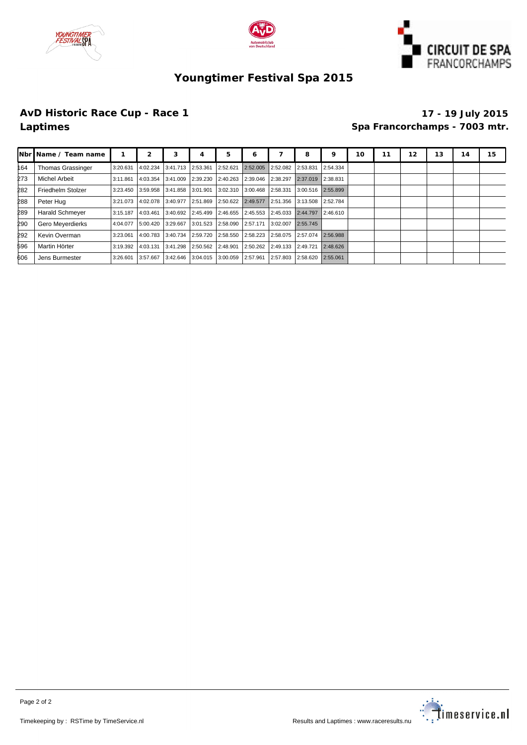# Youngtimer Festival Spa 2015

## AvD Historic Race Cup - Race 1

**17 - 19 July 2015**

## Laptimes

**Spa Francorchamps - 7003 mtr.**

| Nbr | Name / Team name | 1 | 2 | 3 | 4 | 5 | 6 | 7 | 8 | 9 | 10 | 11 | 12 | 13 | 14 | 15 |
|---|---|---|---|---|---|---|---|---|---|---|---|---|---|---|---|---|
| 164 | Thomas Grassinger | 3:20.631 | 4:02.234 | 3:41.713 | 2:53.361 | 2:52.621 | 2:52.005 | 2:52.082 | 2:53.831 | 2:54.334 | | | | | | |
| 273 | Michel Arbeit | 3:11.861 | 4:03.354 | 3:41.009 | 2:39.230 | 2:40.263 | 2:39.046 | 2:38.297 | 2:37.019 | 2:38.831 | | | | | | |
| 282 | Friedhelm Stolzer | 3:23.450 | 3:59.958 | 3:41.858 | 3:01.901 | 3:02.310 | 3:00.468 | 2:58.331 | 3:00.516 | 2:55.899 | | | | | | |
| 288 | Peter Hug | 3:21.073 | 4:02.078 | 3:40.977 | 2:51.869 | 2:50.622 | 2:49.577 | 2:51.356 | 3:13.508 | 2:52.784 | | | | | | |
| 289 | Harald Schmeyer | 3:15.187 | 4:03.461 | 3:40.692 | 2:45.499 | 2:46.655 | 2:45.553 | 2:45.033 | 2:44.797 | 2:46.610 | | | | | | |
| 290 | Gero Meyerdierks | 4:04.077 | 5:00.420 | 3:29.667 | 3:01.523 | 2:58.090 | 2:57.171 | 3:02.007 | 2:55.745 | | | | | | | |
| 292 | Kevin Overman | 3:23.061 | 4:00.783 | 3:40.734 | 2:59.720 | 2:58.550 | 2:58.223 | 2:58.075 | 2:57.074 | 2:56.988 | | | | | | |
| 596 | Martin Hörter | 3:19.392 | 4:03.131 | 3:41.298 | 2:50.562 | 2:48.901 | 2:50.262 | 2:49.133 | 2:49.721 | 2:48.626 | | | | | | |
| 606 | Jens Burmester | 3:26.601 | 3:57.667 | 3:42.646 | 3:04.015 | 3:00.059 | 2:57.961 | 2:57.803 | 2:58.620 | 2:55.061 | | | | | | |

Timekeeping by : RSTime by TimeService.nl

Results and Laptimes : www.raceresults.nu